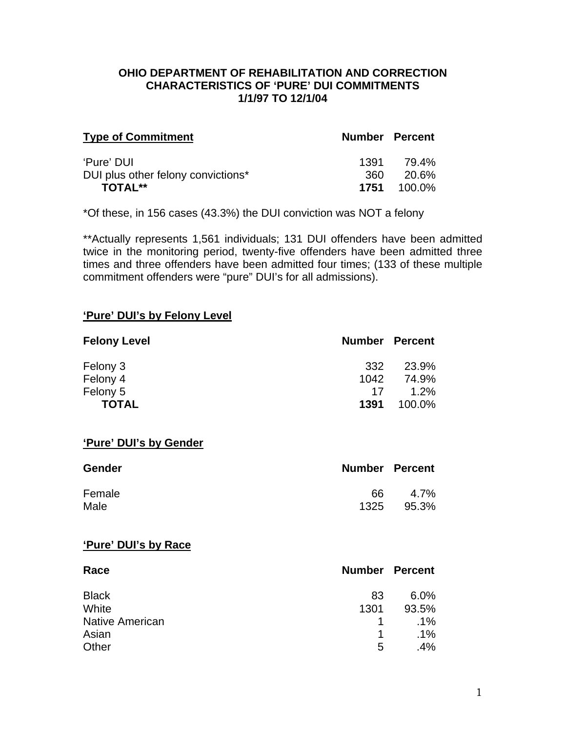# OHIO DEPARTMENT OF REHABILITATION AND CORRECTION
## CHARACTERISTICS OF 'PURE' DUI COMMITMENTS
### 1/1/97 TO 12/1/04

| Type of Commitment | Number | Percent |
|---|---|---|
| 'Pure' DUI | 1391 | 79.4% |
| DUI plus other felony convictions* | 360 | 20.6% |
| **TOTAL**** | **1751** | 100.0% |

*Of these, in 156 cases (43.3%) the DUI conviction was NOT a felony

**Actually represents 1,561 individuals; 131 DUI offenders have been admitted twice in the monitoring period, twenty-five offenders have been admitted three times and three offenders have been admitted four times; (133 of these multiple commitment offenders were "pure" DUI's for all admissions).

## 'Pure' DUI's by Felony Level

| Felony Level | Number | Percent |
|---|---|---|
| Felony 3 | 332 | 23.9% |
| Felony 4 | 1042 | 74.9% |
| Felony 5 | 17 | 1.2% |
| **TOTAL** | **1391** | 100.0% |

## 'Pure' DUI's by Gender

| Gender | Number | Percent |
|---|---|---|
| Female | 66 | 4.7% |
| Male | 1325 | 95.3% |

## 'Pure' DUI's by Race

| Race | Number | Percent |
|---|---|---|
| Black | 83 | 6.0% |
| White | 1301 | 93.5% |
| Native American | 1 | .1% |
| Asian | 1 | .1% |
| Other | 5 | .4% |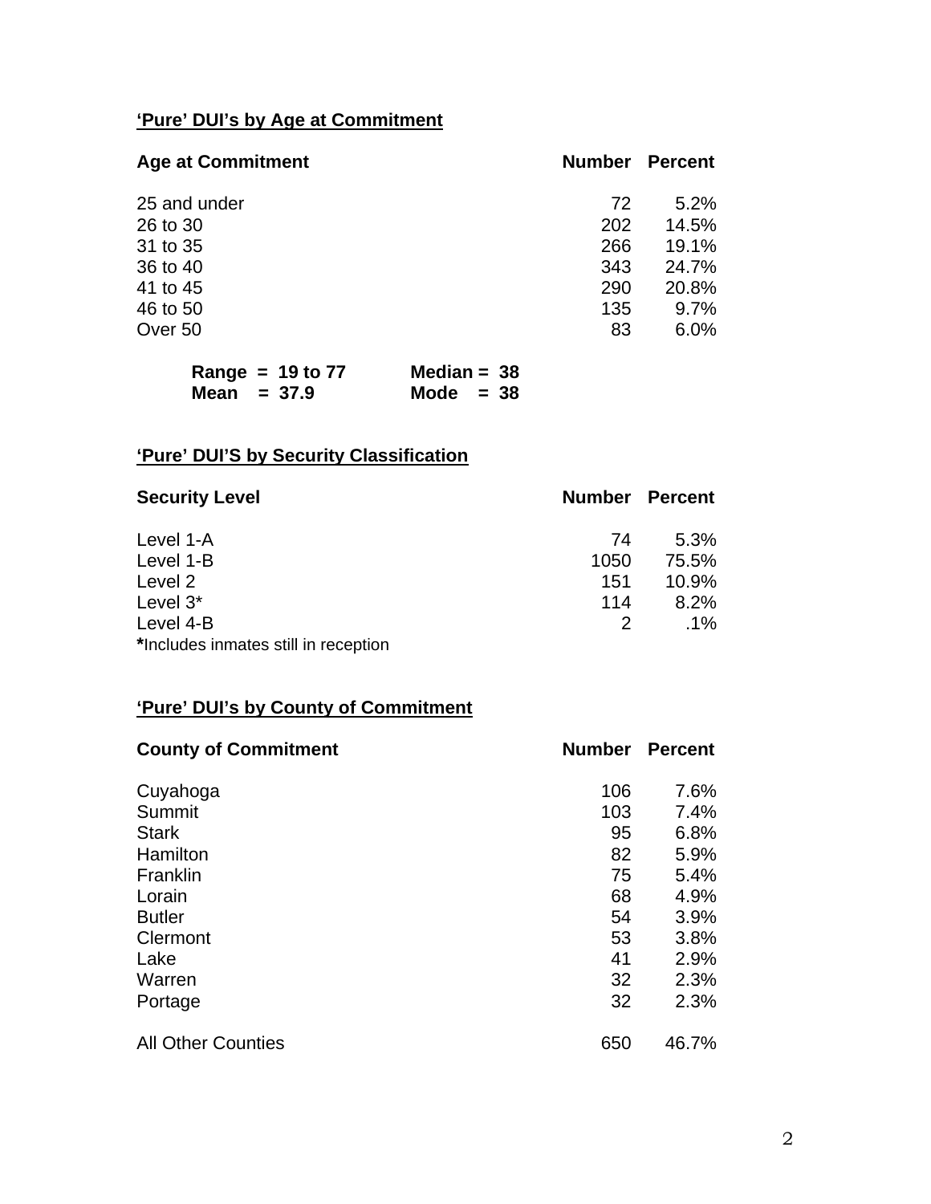## 'Pure' DUI's by Age at Commitment

| Age at Commitment | Number | Percent |
|---|---|---|
| 25 and under | 72 | 5.2% |
| 26 to 30 | 202 | 14.5% |
| 31 to 35 | 266 | 19.1% |
| 36 to 40 | 343 | 24.7% |
| 41 to 45 | 290 | 20.8% |
| 46 to 50 | 135 | 9.7% |
| Over 50 | 83 | 6.0% |

**Range = 19 to 77** **Median = 38**
**Mean = 37.9** **Mode = 38**

## 'Pure' DUI'S by Security Classification

| Security Level | Number | Percent |
|---|---|---|
| Level 1-A | 74 | 5.3% |
| Level 1-B | 1050 | 75.5% |
| Level 2 | 151 | 10.9% |
| Level 3* | 114 | 8.2% |
| Level 4-B | 2 | .1% |

**\***Includes inmates still in reception

## 'Pure' DUI's by County of Commitment

| County of Commitment | Number | Percent |
|---|---|---|
| Cuyahoga | 106 | 7.6% |
| Summit | 103 | 7.4% |
| Stark | 95 | 6.8% |
| Hamilton | 82 | 5.9% |
| Franklin | 75 | 5.4% |
| Lorain | 68 | 4.9% |
| Butler | 54 | 3.9% |
| Clermont | 53 | 3.8% |
| Lake | 41 | 2.9% |
| Warren | 32 | 2.3% |
| Portage | 32 | 2.3% |
| All Other Counties | 650 | 46.7% |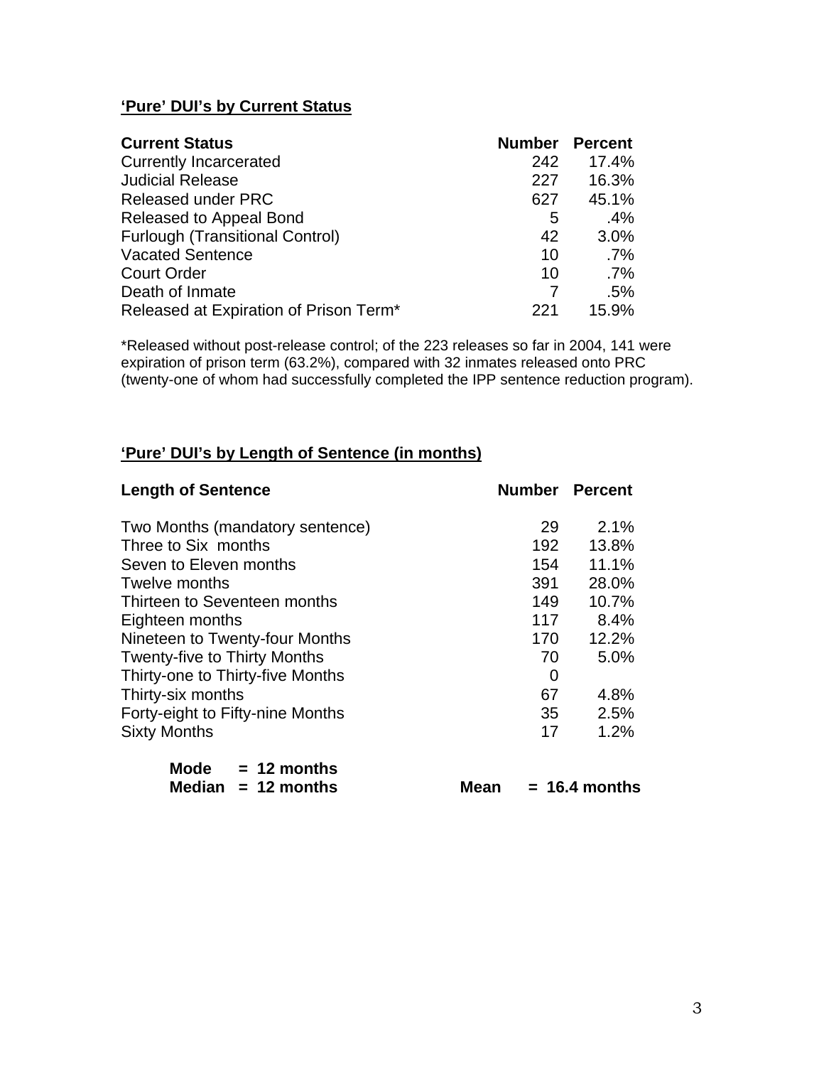## **'Pure' DUI's by Current Status**

| Current Status | Number | Percent |
|---|---|---|
| Currently Incarcerated | 242 | 17.4% |
| Judicial Release | 227 | 16.3% |
| Released under PRC | 627 | 45.1% |
| Released to Appeal Bond | 5 | .4% |
| Furlough (Transitional Control) | 42 | 3.0% |
| Vacated Sentence | 10 | .7% |
| Court Order | 10 | .7% |
| Death of Inmate | 7 | .5% |
| Released at Expiration of Prison Term* | 221 | 15.9% |

*Released without post-release control; of the 223 releases so far in 2004, 141 were expiration of prison term (63.2%), compared with 32 inmates released onto PRC (twenty-one of whom had successfully completed the IPP sentence reduction program).

## **'Pure' DUI's by Length of Sentence (in months)**

| Length of Sentence | Number | Percent |
|---|---|---|
| Two Months (mandatory sentence) | 29 | 2.1% |
| Three to Six months | 192 | 13.8% |
| Seven to Eleven months | 154 | 11.1% |
| Twelve months | 391 | 28.0% |
| Thirteen to Seventeen months | 149 | 10.7% |
| Eighteen months | 117 | 8.4% |
| Nineteen to Twenty-four Months | 170 | 12.2% |
| Twenty-five to Thirty Months | 70 | 5.0% |
| Thirty-one to Thirty-five Months | 0 | |
| Thirty-six months | 67 | 4.8% |
| Forty-eight to Fifty-nine Months | 35 | 2.5% |
| Sixty Months | 17 | 1.2% |

**Mode = 12 months**
**Median = 12 months** **Mean = 16.4 months**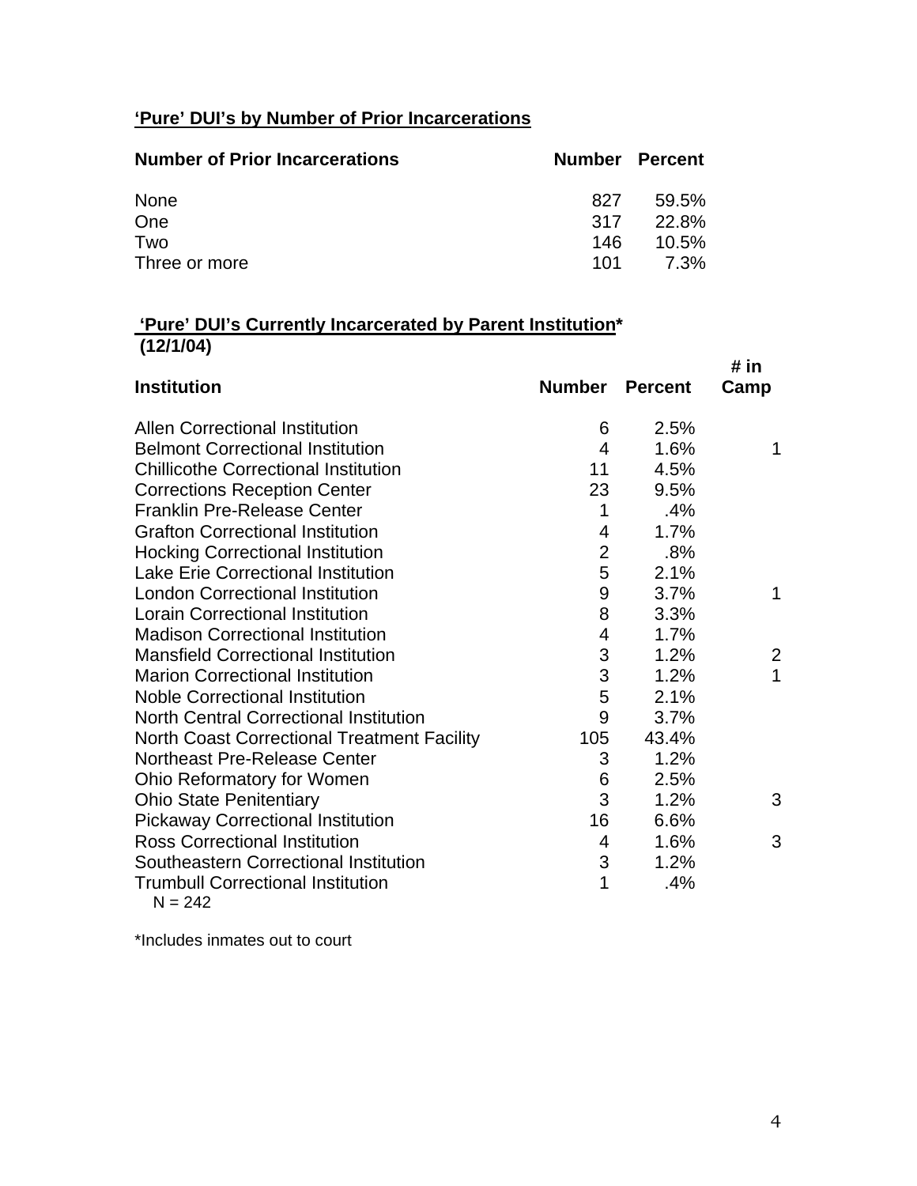**'Pure' DUI's by Number of Prior Incarcerations**

| Number of Prior Incarcerations | Number | Percent |
|---|---|---|
| None | 827 | 59.5% |
| One | 317 | 22.8% |
| Two | 146 | 10.5% |
| Three or more | 101 | 7.3% |

**'Pure' DUI's Currently Incarcerated by Parent Institution*** **(12/1/04)**

| Institution | Number | Percent | # in Camp |
|---|---|---|---|
| Allen Correctional Institution | 6 | 2.5% | |
| Belmont Correctional Institution | 4 | 1.6% | 1 |
| Chillicothe Correctional Institution | 11 | 4.5% | |
| Corrections Reception Center | 23 | 9.5% | |
| Franklin Pre-Release Center | 1 | .4% | |
| Grafton Correctional Institution | 4 | 1.7% | |
| Hocking Correctional Institution | 2 | .8% | |
| Lake Erie Correctional Institution | 5 | 2.1% | |
| London Correctional Institution | 9 | 3.7% | 1 |
| Lorain Correctional Institution | 8 | 3.3% | |
| Madison Correctional Institution | 4 | 1.7% | |
| Mansfield Correctional Institution | 3 | 1.2% | 2 |
| Marion Correctional Institution | 3 | 1.2% | 1 |
| Noble Correctional Institution | 5 | 2.1% | |
| North Central Correctional Institution | 9 | 3.7% | |
| North Coast Correctional Treatment Facility | 105 | 43.4% | |
| Northeast Pre-Release Center | 3 | 1.2% | |
| Ohio Reformatory for Women | 6 | 2.5% | |
| Ohio State Penitentiary | 3 | 1.2% | 3 |
| Pickaway Correctional Institution | 16 | 6.6% | |
| Ross Correctional Institution | 4 | 1.6% | 3 |
| Southeastern Correctional Institution | 3 | 1.2% | |
| Trumbull Correctional Institution | 1 | .4% | |

N = 242

*Includes inmates out to court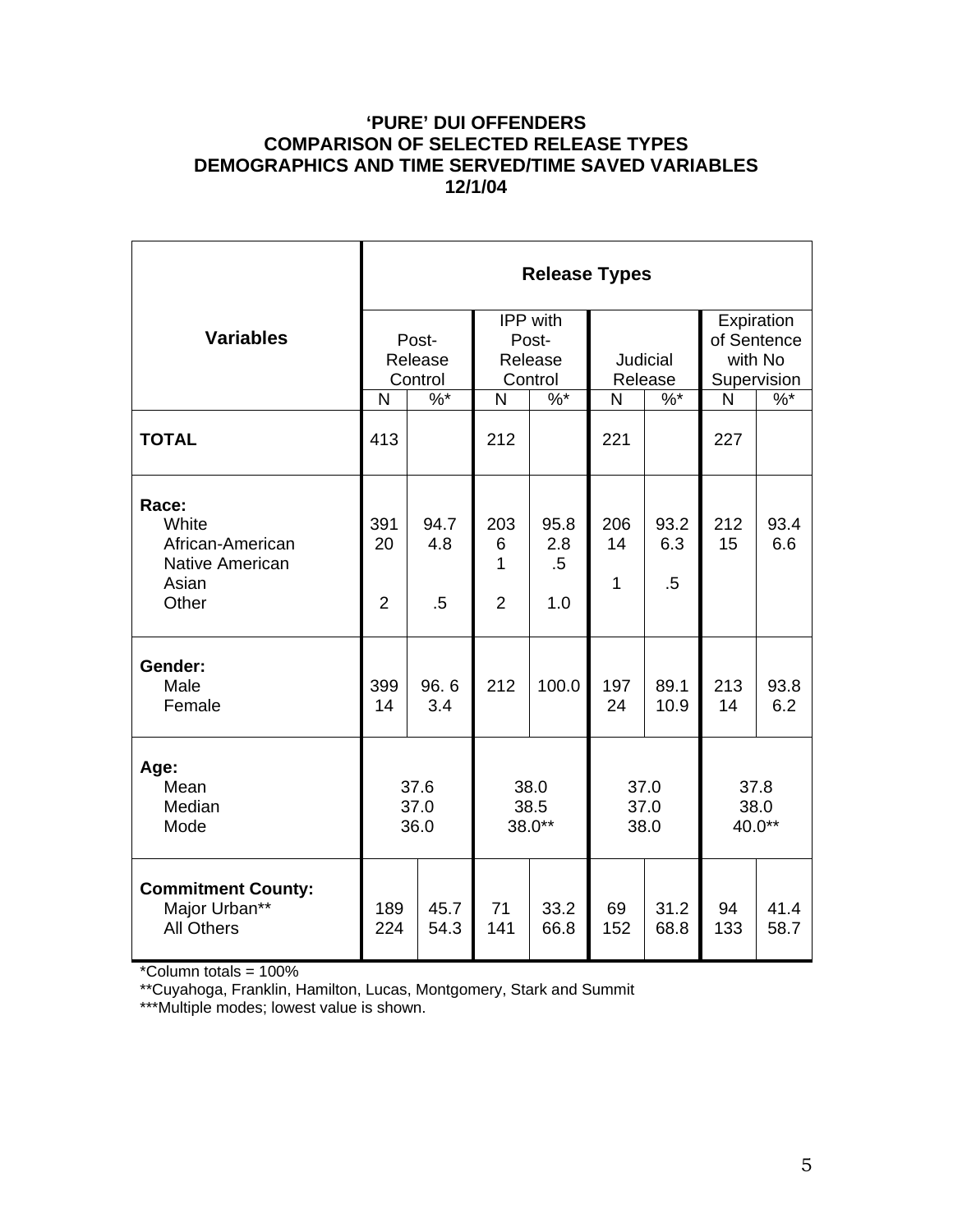**'PURE' DUI OFFENDERS**
**COMPARISON OF SELECTED RELEASE TYPES**
**DEMOGRAPHICS AND TIME SERVED/TIME SAVED VARIABLES**
**12/1/04**

| Variables | Release Types | | | | | | | |
|---|---|---|---|---|---|---|---|---|
| | Post-Release Control | | IPP with Post-Release Control | | Judicial Release | | Expiration of Sentence with No Supervision | |
| | N | %* | N | %* | N | %* | N | %* |
| **TOTAL** | 413 | | 212 | | 221 | | 227 | |
| **Race:** | | | | | | | | |
| White | 391 | 94.7 | 203 | 95.8 | 206 | 93.2 | 212 | 93.4 |
| African-American | 20 | 4.8 | 6 | 2.8 | 14 | 6.3 | 15 | 6.6 |
| Native American | | | 1 | .5 | | | | |
| Asian | | | | | 1 | .5 | | |
| Other | 2 | .5 | 2 | 1.0 | | | | |
| **Gender:** | | | | | | | | |
| Male | 399 | 96. 6 | 212 | 100.0 | 197 | 89.1 | 213 | 93.8 |
| Female | 14 | 3.4 | | | 24 | 10.9 | 14 | 6.2 |
| **Age:** | | | | | | | | |
| Mean | 37.6 | | 38.0 | | 37.0 | | 37.8 | |
| Median | 37.0 | | 38.5 | | 37.0 | | 38.0 | |
| Mode | 36.0 | | 38.0** | | 38.0 | | 40.0** | |
| **Commitment County:** | | | | | | | | |
| Major Urban** | 189 | 45.7 | 71 | 33.2 | 69 | 31.2 | 94 | 41.4 |
| All Others | 224 | 54.3 | 141 | 66.8 | 152 | 68.8 | 133 | 58.7 |

*Column totals = 100%

**Cuyahoga, Franklin, Hamilton, Lucas, Montgomery, Stark and Summit

***Multiple modes; lowest value is shown.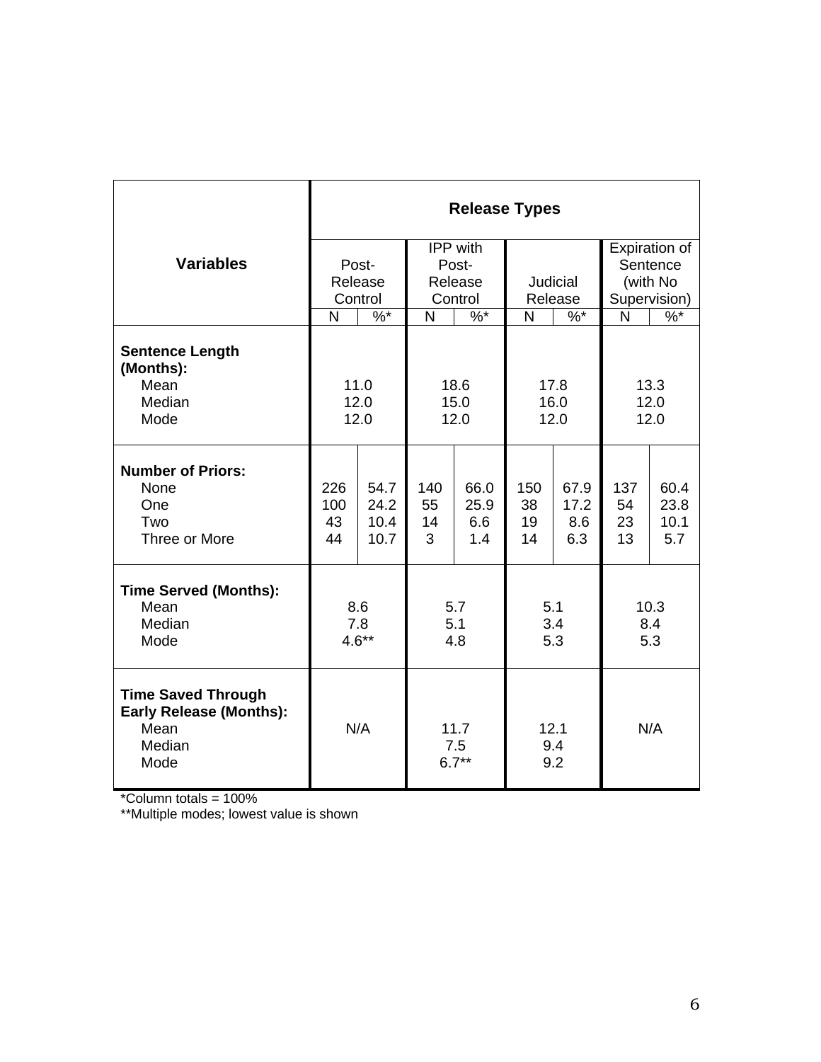| Variables | Release Types | | | | | | | |
|---|---|---|---|---|---|---|---|---|
| | Post-Release Control | | IPP with Post-Release Control | | Judicial Release | | Expiration of Sentence (with No Supervision) | |
| | N | %* | N | %* | N | %* | N | %* |
| **Sentence Length (Months):** | | | | | | | | |
| Mean | 11.0 | | 18.6 | | 17.8 | | 13.3 | |
| Median | 12.0 | | 15.0 | | 16.0 | | 12.0 | |
| Mode | 12.0 | | 12.0 | | 12.0 | | 12.0 | |
| **Number of Priors:** | | | | | | | | |
| None | 226 | 54.7 | 140 | 66.0 | 150 | 67.9 | 137 | 60.4 |
| One | 100 | 24.2 | 55 | 25.9 | 38 | 17.2 | 54 | 23.8 |
| Two | 43 | 10.4 | 14 | 6.6 | 19 | 8.6 | 23 | 10.1 |
| Three or More | 44 | 10.7 | 3 | 1.4 | 14 | 6.3 | 13 | 5.7 |
| **Time Served (Months):** | | | | | | | | |
| Mean | 8.6 | | 5.7 | | 5.1 | | 10.3 | |
| Median | 7.8 | | 5.1 | | 3.4 | | 8.4 | |
| Mode | 4.6** | | 4.8 | | 5.3 | | 5.3 | |
| **Time Saved Through Early Release (Months):** | | | | | | | | |
| Mean | N/A | | 11.7 | | 12.1 | | N/A | |
| Median | | | 7.5 | | 9.4 | | | |
| Mode | | | 6.7** | | 9.2 | | | |

*Column totals = 100%

**Multiple modes; lowest value is shown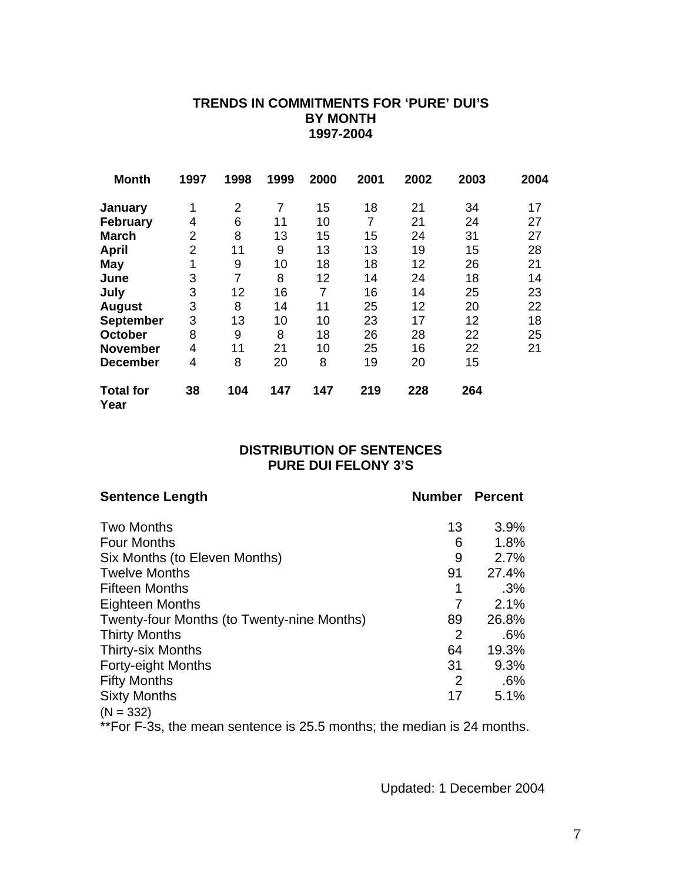**TRENDS IN COMMITMENTS FOR 'PURE' DUI'S**
**BY MONTH**
**1997-2004**

| Month | 1997 | 1998 | 1999 | 2000 | 2001 | 2002 | 2003 | 2004 |
|---|---|---|---|---|---|---|---|---|
| **January** | 1 | 2 | 7 | 15 | 18 | 21 | 34 | 17 |
| **February** | 4 | 6 | 11 | 10 | 7 | 21 | 24 | 27 |
| **March** | 2 | 8 | 13 | 15 | 15 | 24 | 31 | 27 |
| **April** | 2 | 11 | 9 | 13 | 13 | 19 | 15 | 28 |
| **May** | 1 | 9 | 10 | 18 | 18 | 12 | 26 | 21 |
| **June** | 3 | 7 | 8 | 12 | 14 | 24 | 18 | 14 |
| **July** | 3 | 12 | 16 | 7 | 16 | 14 | 25 | 23 |
| **August** | 3 | 8 | 14 | 11 | 25 | 12 | 20 | 22 |
| **September** | 3 | 13 | 10 | 10 | 23 | 17 | 12 | 18 |
| **October** | 8 | 9 | 8 | 18 | 26 | 28 | 22 | 25 |
| **November** | 4 | 11 | 21 | 10 | 25 | 16 | 22 | 21 |
| **December** | 4 | 8 | 20 | 8 | 19 | 20 | 15 | |
| **Total for Year** | **38** | **104** | **147** | **147** | **219** | **228** | **264** | |

**DISTRIBUTION OF SENTENCES**
**PURE DUI FELONY 3'S**

| Sentence Length | Number | Percent |
|---|---|---|
| Two Months | 13 | 3.9% |
| Four Months | 6 | 1.8% |
| Six Months (to Eleven Months) | 9 | 2.7% |
| Twelve Months | 91 | 27.4% |
| Fifteen Months | 1 | .3% |
| Eighteen Months | 7 | 2.1% |
| Twenty-four Months (to Twenty-nine Months) | 89 | 26.8% |
| Thirty Months | 2 | .6% |
| Thirty-six Months | 64 | 19.3% |
| Forty-eight Months | 31 | 9.3% |
| Fifty Months | 2 | .6% |
| Sixty Months | 17 | 5.1% |

(N = 332)

**For F-3s, the mean sentence is 25.5 months; the median is 24 months.

Updated: 1 December 2004